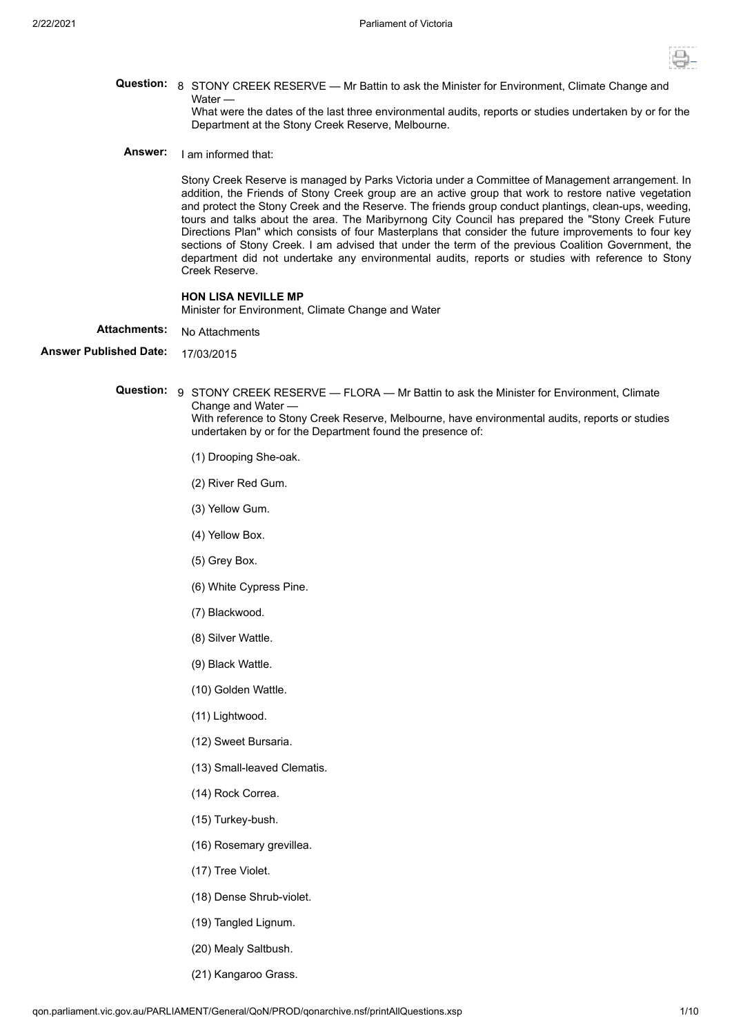**Question:** 8 STONY CREEK RESERVE — Mr Battin to ask the Minister for Environment, Climate Change and Water —
What were the dates of the last three environmental audits, reports or studies undertaken by or for the Department at the Stony Creek Reserve, Melbourne.

**Answer:** I am informed that:

Stony Creek Reserve is managed by Parks Victoria under a Committee of Management arrangement. In addition, the Friends of Stony Creek group are an active group that work to restore native vegetation and protect the Stony Creek and the Reserve. The friends group conduct plantings, clean-ups, weeding, tours and talks about the area. The Maribyrnong City Council has prepared the "Stony Creek Future Directions Plan" which consists of four Masterplans that consider the future improvements to four key sections of Stony Creek. I am advised that under the term of the previous Coalition Government, the department did not undertake any environmental audits, reports or studies with reference to Stony Creek Reserve.

**HON LISA NEVILLE MP**
Minister for Environment, Climate Change and Water

**Attachments:** No Attachments

**Answer Published Date:** 17/03/2015

**Question:** 9 STONY CREEK RESERVE — FLORA — Mr Battin to ask the Minister for Environment, Climate Change and Water —
With reference to Stony Creek Reserve, Melbourne, have environmental audits, reports or studies undertaken by or for the Department found the presence of:

(1) Drooping She-oak.

(2) River Red Gum.

(3) Yellow Gum.

(4) Yellow Box.

(5) Grey Box.

(6) White Cypress Pine.

(7) Blackwood.

(8) Silver Wattle.

(9) Black Wattle.

(10) Golden Wattle.

(11) Lightwood.

(12) Sweet Bursaria.

(13) Small-leaved Clematis.

(14) Rock Correa.

(15) Turkey-bush.

(16) Rosemary grevillea.

(17) Tree Violet.

(18) Dense Shrub-violet.

(19) Tangled Lignum.

(20) Mealy Saltbush.

(21) Kangaroo Grass.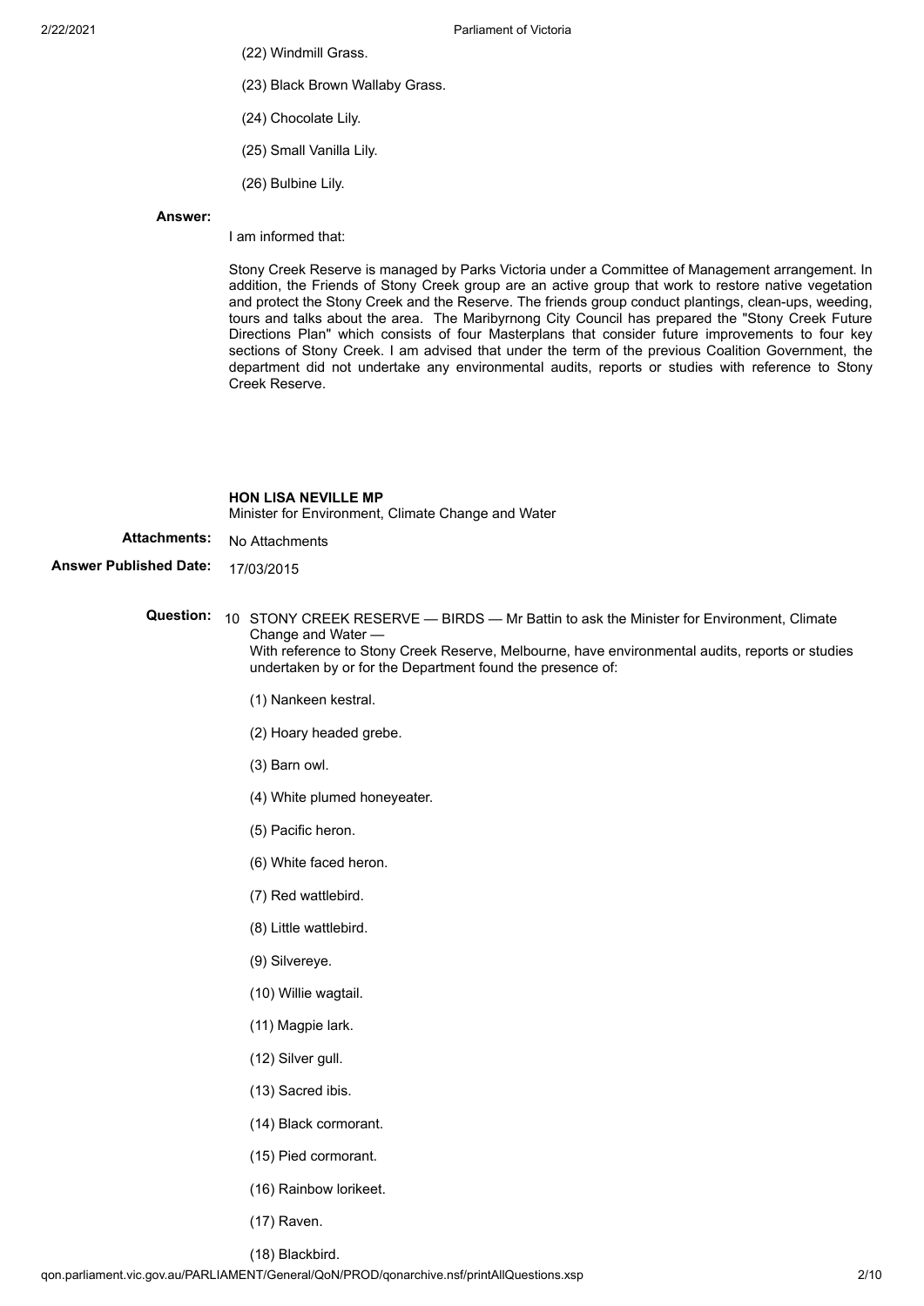(22) Windmill Grass.

(23) Black Brown Wallaby Grass.

(24) Chocolate Lily.

(25) Small Vanilla Lily.

(26) Bulbine Lily.

**Answer:**

I am informed that:

Stony Creek Reserve is managed by Parks Victoria under a Committee of Management arrangement. In addition, the Friends of Stony Creek group are an active group that work to restore native vegetation and protect the Stony Creek and the Reserve. The friends group conduct plantings, clean-ups, weeding, tours and talks about the area. The Maribyrnong City Council has prepared the "Stony Creek Future Directions Plan" which consists of four Masterplans that consider future improvements to four key sections of Stony Creek. I am advised that under the term of the previous Coalition Government, the department did not undertake any environmental audits, reports or studies with reference to Stony Creek Reserve.

**HON LISA NEVILLE MP**
Minister for Environment, Climate Change and Water

**Attachments:** No Attachments

**Answer Published Date:** 17/03/2015

**Question:** 10 STONY CREEK RESERVE — BIRDS — Mr Battin to ask the Minister for Environment, Climate Change and Water —
With reference to Stony Creek Reserve, Melbourne, have environmental audits, reports or studies undertaken by or for the Department found the presence of:

(1) Nankeen kestral.

(2) Hoary headed grebe.

(3) Barn owl.

(4) White plumed honeyeater.

(5) Pacific heron.

(6) White faced heron.

(7) Red wattlebird.

(8) Little wattlebird.

(9) Silvereye.

(10) Willie wagtail.

(11) Magpie lark.

(12) Silver gull.

(13) Sacred ibis.

(14) Black cormorant.

(15) Pied cormorant.

(16) Rainbow lorikeet.

(17) Raven.

(18) Blackbird.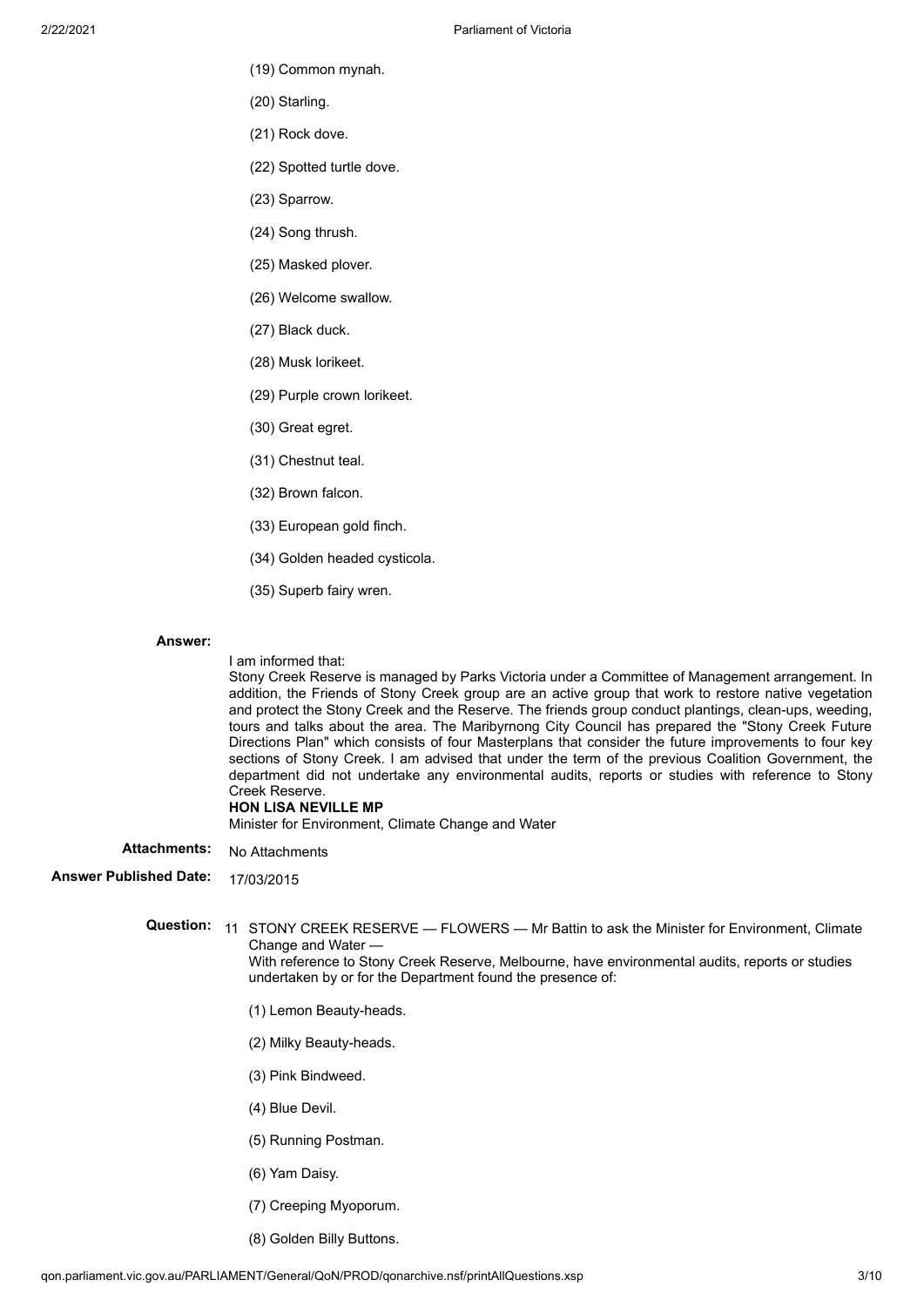(19) Common mynah.

(20) Starling.

(21) Rock dove.

(22) Spotted turtle dove.

(23) Sparrow.

(24) Song thrush.

(25) Masked plover.

(26) Welcome swallow.

(27) Black duck.

(28) Musk lorikeet.

(29) Purple crown lorikeet.

(30) Great egret.

(31) Chestnut teal.

(32) Brown falcon.

(33) European gold finch.

(34) Golden headed cysticola.

(35) Superb fairy wren.

**Answer:**

I am informed that:
Stony Creek Reserve is managed by Parks Victoria under a Committee of Management arrangement. In addition, the Friends of Stony Creek group are an active group that work to restore native vegetation and protect the Stony Creek and the Reserve. The friends group conduct plantings, clean-ups, weeding, tours and talks about the area. The Maribyrnong City Council has prepared the "Stony Creek Future Directions Plan" which consists of four Masterplans that consider the future improvements to four key sections of Stony Creek. I am advised that under the term of the previous Coalition Government, the department did not undertake any environmental audits, reports or studies with reference to Stony Creek Reserve.
**HON LISA NEVILLE MP**
Minister for Environment, Climate Change and Water

**Attachments:** No Attachments

**Answer Published Date:** 17/03/2015

**Question:** 11 STONY CREEK RESERVE — FLOWERS — Mr Battin to ask the Minister for Environment, Climate Change and Water —
With reference to Stony Creek Reserve, Melbourne, have environmental audits, reports or studies undertaken by or for the Department found the presence of:

(1) Lemon Beauty-heads.

(2) Milky Beauty-heads.

(3) Pink Bindweed.

(4) Blue Devil.

(5) Running Postman.

(6) Yam Daisy.

(7) Creeping Myoporum.

(8) Golden Billy Buttons.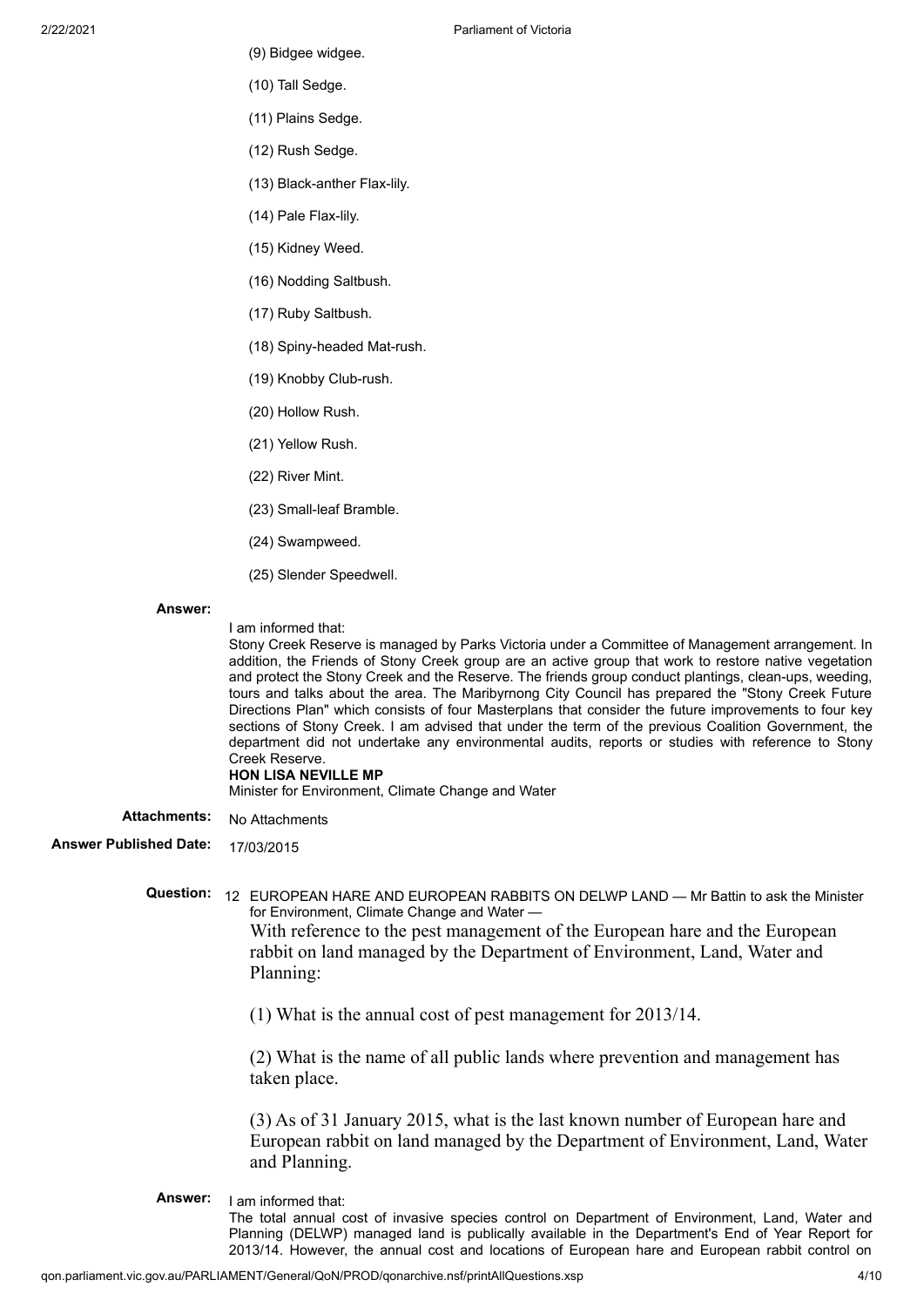(9) Bidgee widgee.

(10) Tall Sedge.

(11) Plains Sedge.

(12) Rush Sedge.

(13) Black-anther Flax-lily.

(14) Pale Flax-lily.

(15) Kidney Weed.

(16) Nodding Saltbush.

(17) Ruby Saltbush.

(18) Spiny-headed Mat-rush.

(19) Knobby Club-rush.

(20) Hollow Rush.

(21) Yellow Rush.

(22) River Mint.

(23) Small-leaf Bramble.

(24) Swampweed.

(25) Slender Speedwell.

**Answer:**

I am informed that:
Stony Creek Reserve is managed by Parks Victoria under a Committee of Management arrangement. In addition, the Friends of Stony Creek group are an active group that work to restore native vegetation and protect the Stony Creek and the Reserve. The friends group conduct plantings, clean-ups, weeding, tours and talks about the area. The Maribyrnong City Council has prepared the "Stony Creek Future Directions Plan" which consists of four Masterplans that consider the future improvements to four key sections of Stony Creek. I am advised that under the term of the previous Coalition Government, the department did not undertake any environmental audits, reports or studies with reference to Stony Creek Reserve.
**HON LISA NEVILLE MP**
Minister for Environment, Climate Change and Water

**Attachments:** No Attachments

**Answer Published Date:** 17/03/2015

**Question:** 12 EUROPEAN HARE AND EUROPEAN RABBITS ON DELWP LAND — Mr Battin to ask the Minister for Environment, Climate Change and Water —

With reference to the pest management of the European hare and the European rabbit on land managed by the Department of Environment, Land, Water and Planning:

(1) What is the annual cost of pest management for 2013/14.

(2) What is the name of all public lands where prevention and management has taken place.

(3) As of 31 January 2015, what is the last known number of European hare and European rabbit on land managed by the Department of Environment, Land, Water and Planning.

**Answer:**

I am informed that:
The total annual cost of invasive species control on Department of Environment, Land, Water and Planning (DELWP) managed land is publically available in the Department's End of Year Report for 2013/14. However, the annual cost and locations of European hare and European rabbit control on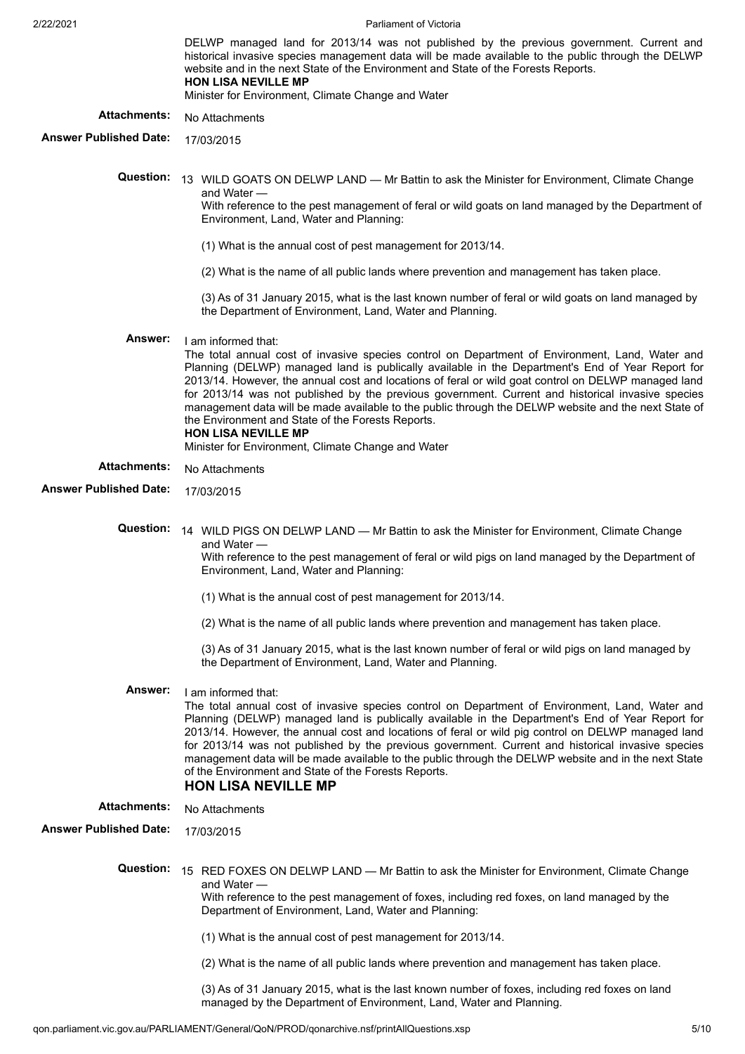DELWP managed land for 2013/14 was not published by the previous government. Current and historical invasive species management data will be made available to the public through the DELWP website and in the next State of the Environment and State of the Forests Reports.
**HON LISA NEVILLE MP**
Minister for Environment, Climate Change and Water

**Attachments:** No Attachments

**Answer Published Date:** 17/03/2015

**Question:** 13 WILD GOATS ON DELWP LAND — Mr Battin to ask the Minister for Environment, Climate Change and Water —
With reference to the pest management of feral or wild goats on land managed by the Department of Environment, Land, Water and Planning:

(1) What is the annual cost of pest management for 2013/14.

(2) What is the name of all public lands where prevention and management has taken place.

(3) As of 31 January 2015, what is the last known number of feral or wild goats on land managed by the Department of Environment, Land, Water and Planning.

**Answer:** I am informed that:
The total annual cost of invasive species control on Department of Environment, Land, Water and Planning (DELWP) managed land is publically available in the Department's End of Year Report for 2013/14. However, the annual cost and locations of feral or wild goat control on DELWP managed land for 2013/14 was not published by the previous government. Current and historical invasive species management data will be made available to the public through the DELWP website and the next State of the Environment and State of the Forests Reports.
**HON LISA NEVILLE MP**
Minister for Environment, Climate Change and Water

**Attachments:** No Attachments

**Answer Published Date:** 17/03/2015

**Question:** 14 WILD PIGS ON DELWP LAND — Mr Battin to ask the Minister for Environment, Climate Change and Water —
With reference to the pest management of feral or wild pigs on land managed by the Department of Environment, Land, Water and Planning:

(1) What is the annual cost of pest management for 2013/14.

(2) What is the name of all public lands where prevention and management has taken place.

(3) As of 31 January 2015, what is the last known number of feral or wild pigs on land managed by the Department of Environment, Land, Water and Planning.

**Answer:** I am informed that:
The total annual cost of invasive species control on Department of Environment, Land, Water and Planning (DELWP) managed land is publically available in the Department's End of Year Report for 2013/14. However, the annual cost and locations of feral or wild pig control on DELWP managed land for 2013/14 was not published by the previous government. Current and historical invasive species management data will be made available to the public through the DELWP website and in the next State of the Environment and State of the Forests Reports.
**HON LISA NEVILLE MP**

**Attachments:** No Attachments

**Answer Published Date:** 17/03/2015

**Question:** 15 RED FOXES ON DELWP LAND — Mr Battin to ask the Minister for Environment, Climate Change and Water —
With reference to the pest management of foxes, including red foxes, on land managed by the Department of Environment, Land, Water and Planning:

(1) What is the annual cost of pest management for 2013/14.

(2) What is the name of all public lands where prevention and management has taken place.

(3) As of 31 January 2015, what is the last known number of foxes, including red foxes on land managed by the Department of Environment, Land, Water and Planning.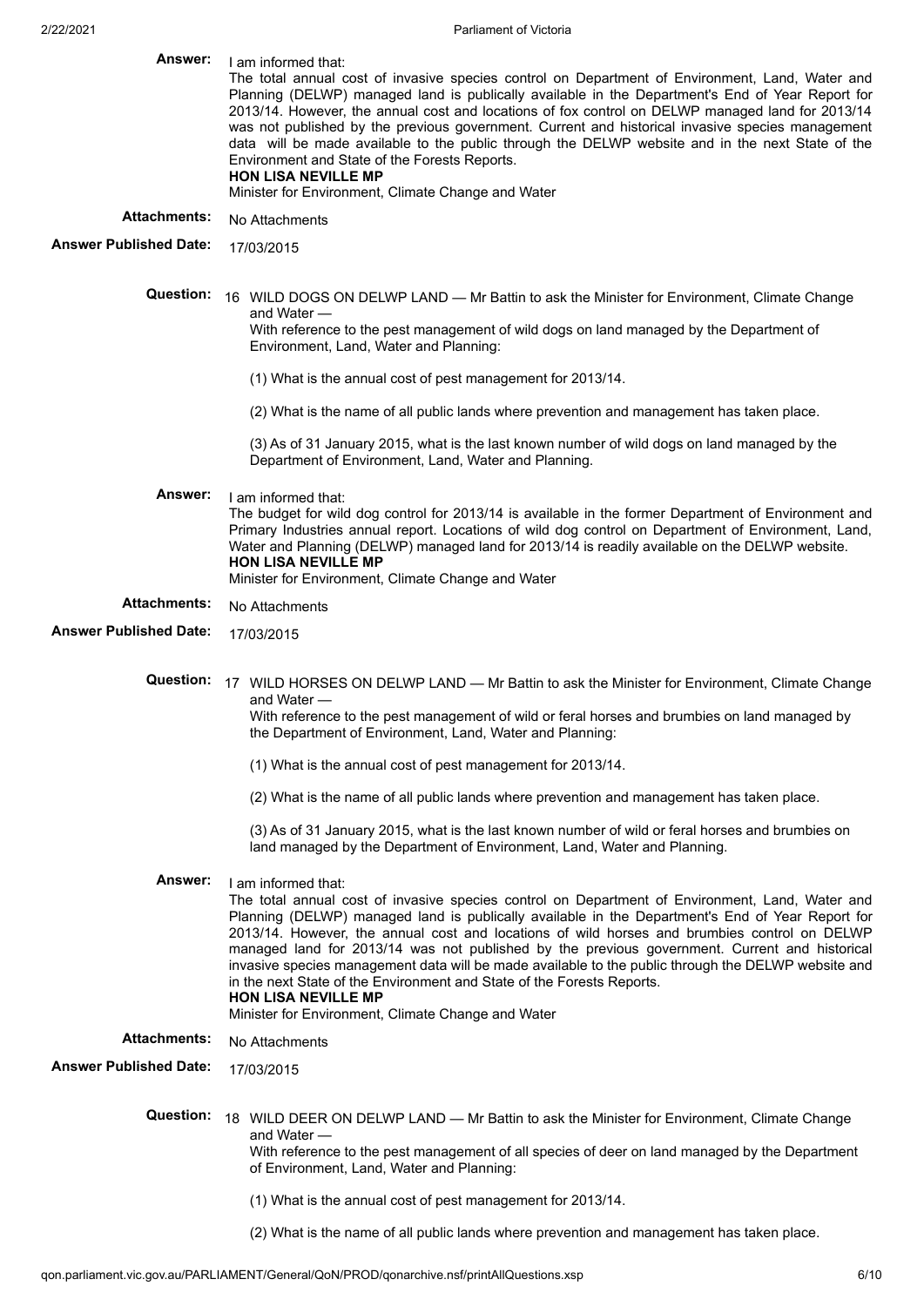**Answer:** I am informed that:
The total annual cost of invasive species control on Department of Environment, Land, Water and Planning (DELWP) managed land is publically available in the Department's End of Year Report for 2013/14. However, the annual cost and locations of fox control on DELWP managed land for 2013/14 was not published by the previous government. Current and historical invasive species management data will be made available to the public through the DELWP website and in the next State of the Environment and State of the Forests Reports.
**HON LISA NEVILLE MP**
Minister for Environment, Climate Change and Water

**Attachments:** No Attachments

**Answer Published Date:** 17/03/2015

**Question:** 16 WILD DOGS ON DELWP LAND — Mr Battin to ask the Minister for Environment, Climate Change and Water —
With reference to the pest management of wild dogs on land managed by the Department of Environment, Land, Water and Planning:

(1) What is the annual cost of pest management for 2013/14.

(2) What is the name of all public lands where prevention and management has taken place.

(3) As of 31 January 2015, what is the last known number of wild dogs on land managed by the Department of Environment, Land, Water and Planning.

**Answer:** I am informed that:
The budget for wild dog control for 2013/14 is available in the former Department of Environment and Primary Industries annual report. Locations of wild dog control on Department of Environment, Land, Water and Planning (DELWP) managed land for 2013/14 is readily available on the DELWP website.
**HON LISA NEVILLE MP**
Minister for Environment, Climate Change and Water

**Attachments:** No Attachments

**Answer Published Date:** 17/03/2015

**Question:** 17 WILD HORSES ON DELWP LAND — Mr Battin to ask the Minister for Environment, Climate Change and Water —
With reference to the pest management of wild or feral horses and brumbies on land managed by the Department of Environment, Land, Water and Planning:

(1) What is the annual cost of pest management for 2013/14.

(2) What is the name of all public lands where prevention and management has taken place.

(3) As of 31 January 2015, what is the last known number of wild or feral horses and brumbies on land managed by the Department of Environment, Land, Water and Planning.

**Answer:** I am informed that:
The total annual cost of invasive species control on Department of Environment, Land, Water and Planning (DELWP) managed land is publically available in the Department's End of Year Report for 2013/14. However, the annual cost and locations of wild horses and brumbies control on DELWP managed land for 2013/14 was not published by the previous government. Current and historical invasive species management data will be made available to the public through the DELWP website and in the next State of the Environment and State of the Forests Reports.
**HON LISA NEVILLE MP**
Minister for Environment, Climate Change and Water

**Attachments:** No Attachments

**Answer Published Date:** 17/03/2015

**Question:** 18 WILD DEER ON DELWP LAND — Mr Battin to ask the Minister for Environment, Climate Change and Water —
With reference to the pest management of all species of deer on land managed by the Department of Environment, Land, Water and Planning:

(1) What is the annual cost of pest management for 2013/14.

(2) What is the name of all public lands where prevention and management has taken place.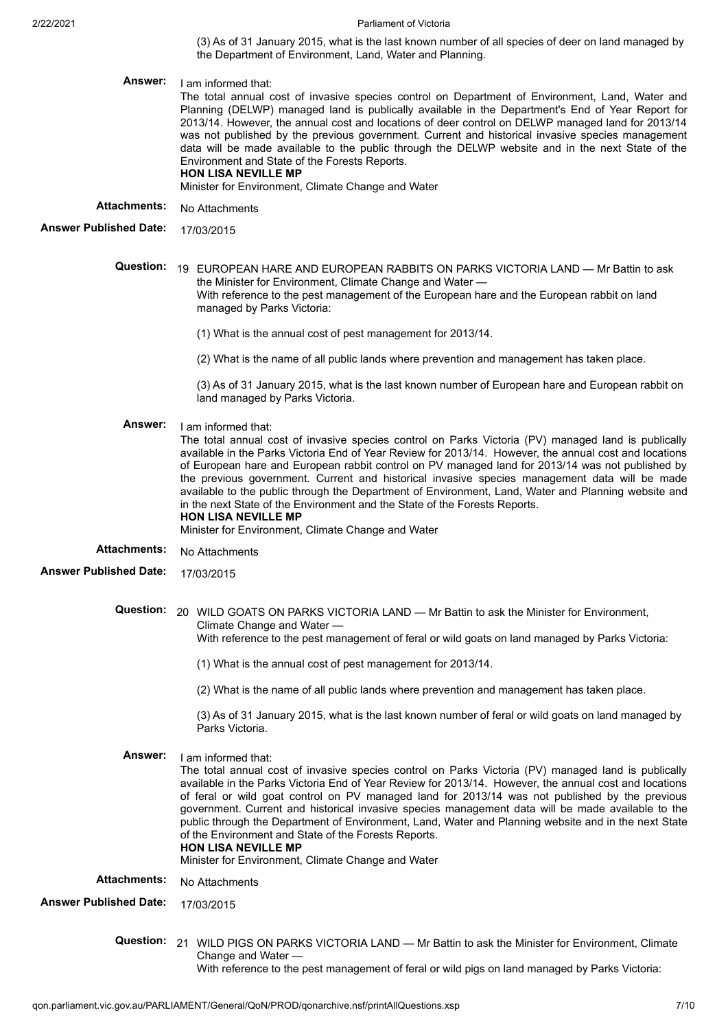(3) As of 31 January 2015, what is the last known number of all species of deer on land managed by the Department of Environment, Land, Water and Planning.

**Answer:** I am informed that:
The total annual cost of invasive species control on Department of Environment, Land, Water and Planning (DELWP) managed land is publically available in the Department's End of Year Report for 2013/14. However, the annual cost and locations of deer control on DELWP managed land for 2013/14 was not published by the previous government. Current and historical invasive species management data will be made available to the public through the DELWP website and in the next State of the Environment and State of the Forests Reports.
**HON LISA NEVILLE MP**
Minister for Environment, Climate Change and Water

**Attachments:** No Attachments

**Answer Published Date:** 17/03/2015

**Question:** 19 EUROPEAN HARE AND EUROPEAN RABBITS ON PARKS VICTORIA LAND — Mr Battin to ask the Minister for Environment, Climate Change and Water —
With reference to the pest management of the European hare and the European rabbit on land managed by Parks Victoria:

(1) What is the annual cost of pest management for 2013/14.

(2) What is the name of all public lands where prevention and management has taken place.

(3) As of 31 January 2015, what is the last known number of European hare and European rabbit on land managed by Parks Victoria.

**Answer:** I am informed that:
The total annual cost of invasive species control on Parks Victoria (PV) managed land is publically available in the Parks Victoria End of Year Review for 2013/14. However, the annual cost and locations of European hare and European rabbit control on PV managed land for 2013/14 was not published by the previous government. Current and historical invasive species management data will be made available to the public through the Department of Environment, Land, Water and Planning website and in the next State of the Environment and the State of the Forests Reports.
**HON LISA NEVILLE MP**
Minister for Environment, Climate Change and Water

**Attachments:** No Attachments

**Answer Published Date:** 17/03/2015

**Question:** 20 WILD GOATS ON PARKS VICTORIA LAND — Mr Battin to ask the Minister for Environment, Climate Change and Water —
With reference to the pest management of feral or wild goats on land managed by Parks Victoria:

(1) What is the annual cost of pest management for 2013/14.

(2) What is the name of all public lands where prevention and management has taken place.

(3) As of 31 January 2015, what is the last known number of feral or wild goats on land managed by Parks Victoria.

**Answer:** I am informed that:
The total annual cost of invasive species control on Parks Victoria (PV) managed land is publically available in the Parks Victoria End of Year Review for 2013/14. However, the annual cost and locations of feral or wild goat control on PV managed land for 2013/14 was not published by the previous government. Current and historical invasive species management data will be made available to the public through the Department of Environment, Land, Water and Planning website and in the next State of the Environment and State of the Forests Reports.
**HON LISA NEVILLE MP**
Minister for Environment, Climate Change and Water

**Attachments:** No Attachments

**Answer Published Date:** 17/03/2015

**Question:** 21 WILD PIGS ON PARKS VICTORIA LAND — Mr Battin to ask the Minister for Environment, Climate Change and Water —
With reference to the pest management of feral or wild pigs on land managed by Parks Victoria: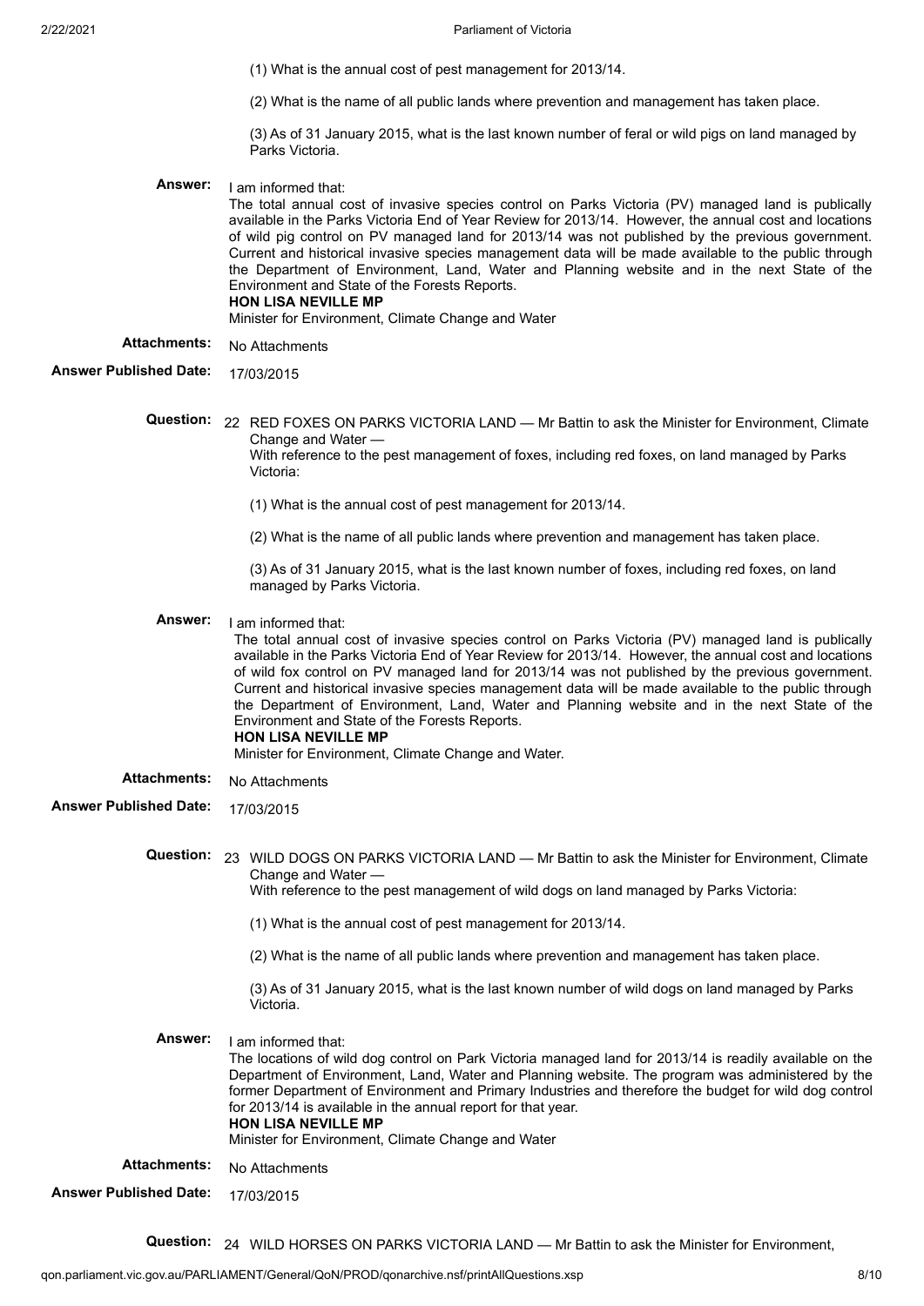(1) What is the annual cost of pest management for 2013/14.

(2) What is the name of all public lands where prevention and management has taken place.

(3) As of 31 January 2015, what is the last known number of feral or wild pigs on land managed by Parks Victoria.

**Answer:** I am informed that:

The total annual cost of invasive species control on Parks Victoria (PV) managed land is publically available in the Parks Victoria End of Year Review for 2013/14. However, the annual cost and locations of wild pig control on PV managed land for 2013/14 was not published by the previous government. Current and historical invasive species management data will be made available to the public through the Department of Environment, Land, Water and Planning website and in the next State of the Environment and State of the Forests Reports.

**HON LISA NEVILLE MP**
Minister for Environment, Climate Change and Water

**Attachments:** No Attachments

**Answer Published Date:** 17/03/2015

**Question:** 22 RED FOXES ON PARKS VICTORIA LAND — Mr Battin to ask the Minister for Environment, Climate Change and Water —

With reference to the pest management of foxes, including red foxes, on land managed by Parks Victoria:

(1) What is the annual cost of pest management for 2013/14.

(2) What is the name of all public lands where prevention and management has taken place.

(3) As of 31 January 2015, what is the last known number of foxes, including red foxes, on land managed by Parks Victoria.

**Answer:** I am informed that:

The total annual cost of invasive species control on Parks Victoria (PV) managed land is publically available in the Parks Victoria End of Year Review for 2013/14. However, the annual cost and locations of wild fox control on PV managed land for 2013/14 was not published by the previous government. Current and historical invasive species management data will be made available to the public through the Department of Environment, Land, Water and Planning website and in the next State of the Environment and State of the Forests Reports.

**HON LISA NEVILLE MP**
Minister for Environment, Climate Change and Water.

**Attachments:** No Attachments

**Answer Published Date:** 17/03/2015

**Question:** 23 WILD DOGS ON PARKS VICTORIA LAND — Mr Battin to ask the Minister for Environment, Climate Change and Water —

With reference to the pest management of wild dogs on land managed by Parks Victoria:

(1) What is the annual cost of pest management for 2013/14.

(2) What is the name of all public lands where prevention and management has taken place.

(3) As of 31 January 2015, what is the last known number of wild dogs on land managed by Parks Victoria.

**Answer:** I am informed that:

The locations of wild dog control on Park Victoria managed land for 2013/14 is readily available on the Department of Environment, Land, Water and Planning website. The program was administered by the former Department of Environment and Primary Industries and therefore the budget for wild dog control for 2013/14 is available in the annual report for that year.

**HON LISA NEVILLE MP**
Minister for Environment, Climate Change and Water

**Attachments:** No Attachments

**Answer Published Date:** 17/03/2015

**Question:** 24 WILD HORSES ON PARKS VICTORIA LAND — Mr Battin to ask the Minister for Environment,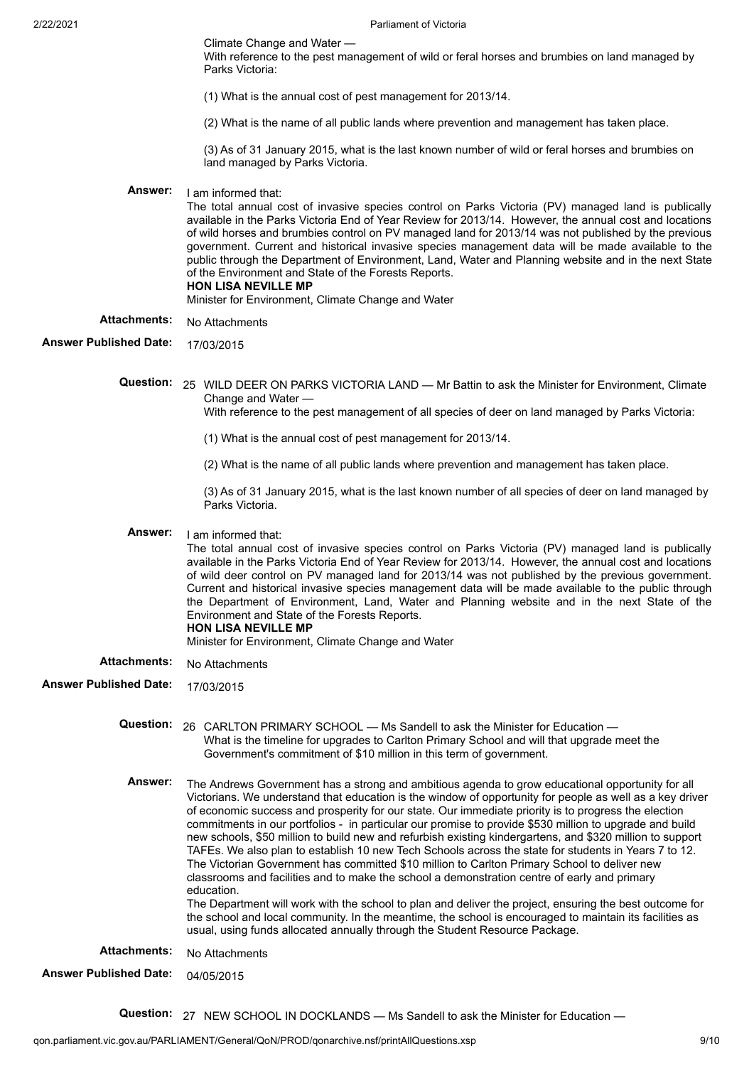Climate Change and Water —
With reference to the pest management of wild or feral horses and brumbies on land managed by Parks Victoria:

(1) What is the annual cost of pest management for 2013/14.

(2) What is the name of all public lands where prevention and management has taken place.

(3) As of 31 January 2015, what is the last known number of wild or feral horses and brumbies on land managed by Parks Victoria.

**Answer:** I am informed that:
The total annual cost of invasive species control on Parks Victoria (PV) managed land is publically available in the Parks Victoria End of Year Review for 2013/14. However, the annual cost and locations of wild horses and brumbies control on PV managed land for 2013/14 was not published by the previous government. Current and historical invasive species management data will be made available to the public through the Department of Environment, Land, Water and Planning website and in the next State of the Environment and State of the Forests Reports.
**HON LISA NEVILLE MP**
Minister for Environment, Climate Change and Water

**Attachments:** No Attachments

**Answer Published Date:** 17/03/2015

**Question:** 25 WILD DEER ON PARKS VICTORIA LAND — Mr Battin to ask the Minister for Environment, Climate Change and Water —
With reference to the pest management of all species of deer on land managed by Parks Victoria:

(1) What is the annual cost of pest management for 2013/14.

(2) What is the name of all public lands where prevention and management has taken place.

(3) As of 31 January 2015, what is the last known number of all species of deer on land managed by Parks Victoria.

**Answer:** I am informed that:
The total annual cost of invasive species control on Parks Victoria (PV) managed land is publically available in the Parks Victoria End of Year Review for 2013/14. However, the annual cost and locations of wild deer control on PV managed land for 2013/14 was not published by the previous government. Current and historical invasive species management data will be made available to the public through the Department of Environment, Land, Water and Planning website and in the next State of the Environment and State of the Forests Reports.
**HON LISA NEVILLE MP**
Minister for Environment, Climate Change and Water

**Attachments:** No Attachments

**Answer Published Date:** 17/03/2015

**Question:** 26 CARLTON PRIMARY SCHOOL — Ms Sandell to ask the Minister for Education —
What is the timeline for upgrades to Carlton Primary School and will that upgrade meet the Government's commitment of $10 million in this term of government.

**Answer:** The Andrews Government has a strong and ambitious agenda to grow educational opportunity for all Victorians. We understand that education is the window of opportunity for people as well as a key driver of economic success and prosperity for our state. Our immediate priority is to progress the election commitments in our portfolios - in particular our promise to provide $530 million to upgrade and build new schools, $50 million to build new and refurbish existing kindergartens, and $320 million to support TAFEs. We also plan to establish 10 new Tech Schools across the state for students in Years 7 to 12. The Victorian Government has committed $10 million to Carlton Primary School to deliver new classrooms and facilities and to make the school a demonstration centre of early and primary education.
The Department will work with the school to plan and deliver the project, ensuring the best outcome for the school and local community. In the meantime, the school is encouraged to maintain its facilities as usual, using funds allocated annually through the Student Resource Package.

**Attachments:** No Attachments

**Answer Published Date:** 04/05/2015

**Question:** 27 NEW SCHOOL IN DOCKLANDS — Ms Sandell to ask the Minister for Education —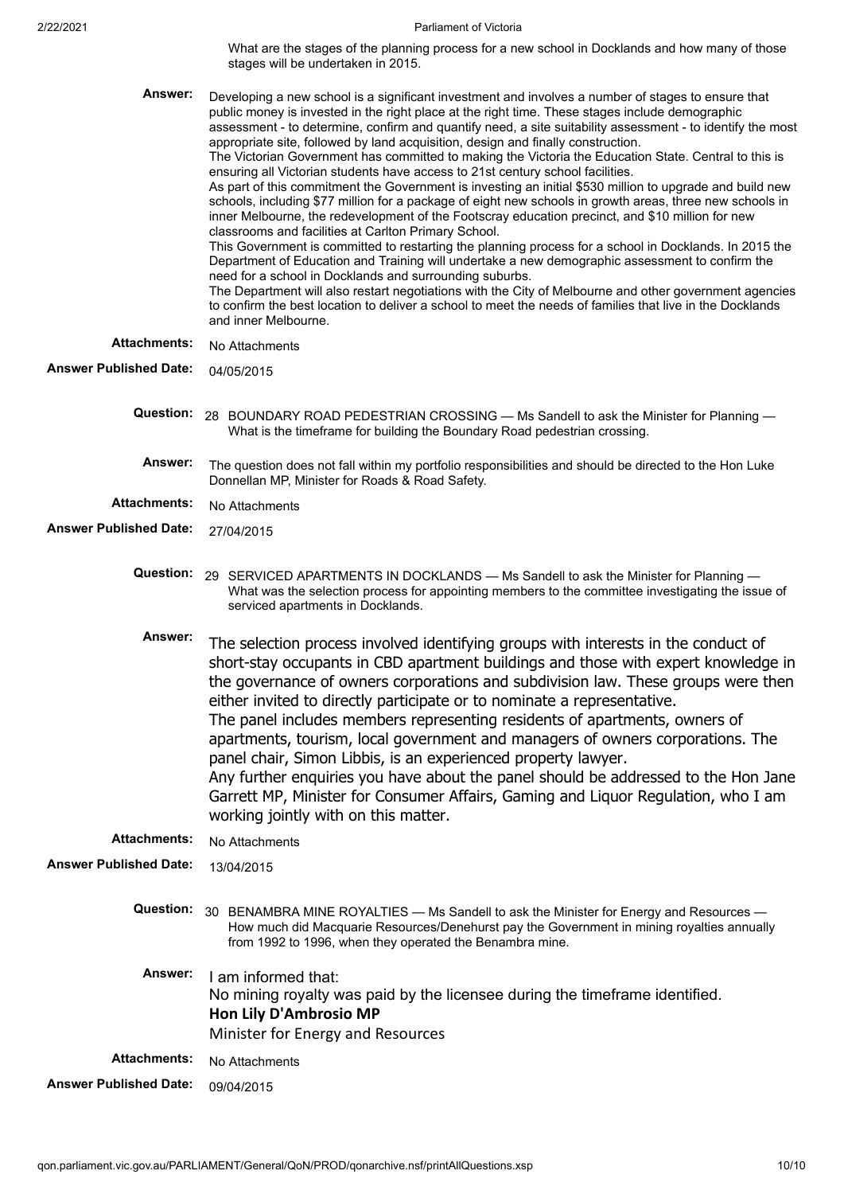What are the stages of the planning process for a new school in Docklands and how many of those stages will be undertaken in 2015.

**Answer:** Developing a new school is a significant investment and involves a number of stages to ensure that public money is invested in the right place at the right time. These stages include demographic assessment - to determine, confirm and quantify need, a site suitability assessment - to identify the most appropriate site, followed by land acquisition, design and finally construction.
The Victorian Government has committed to making the Victoria the Education State. Central to this is ensuring all Victorian students have access to 21st century school facilities.
As part of this commitment the Government is investing an initial $530 million to upgrade and build new schools, including $77 million for a package of eight new schools in growth areas, three new schools in inner Melbourne, the redevelopment of the Footscray education precinct, and $10 million for new classrooms and facilities at Carlton Primary School.
This Government is committed to restarting the planning process for a school in Docklands. In 2015 the Department of Education and Training will undertake a new demographic assessment to confirm the need for a school in Docklands and surrounding suburbs.
The Department will also restart negotiations with the City of Melbourne and other government agencies to confirm the best location to deliver a school to meet the needs of families that live in the Docklands and inner Melbourne.

**Attachments:** No Attachments

**Answer Published Date:** 04/05/2015

**Question:** 28 BOUNDARY ROAD PEDESTRIAN CROSSING — Ms Sandell to ask the Minister for Planning — What is the timeframe for building the Boundary Road pedestrian crossing.

**Answer:** The question does not fall within my portfolio responsibilities and should be directed to the Hon Luke Donnellan MP, Minister for Roads & Road Safety.

**Attachments:** No Attachments

**Answer Published Date:** 27/04/2015

**Question:** 29 SERVICED APARTMENTS IN DOCKLANDS — Ms Sandell to ask the Minister for Planning — What was the selection process for appointing members to the committee investigating the issue of serviced apartments in Docklands.

**Answer:** The selection process involved identifying groups with interests in the conduct of short-stay occupants in CBD apartment buildings and those with expert knowledge in the governance of owners corporations and subdivision law. These groups were then either invited to directly participate or to nominate a representative.
The panel includes members representing residents of apartments, owners of apartments, tourism, local government and managers of owners corporations. The panel chair, Simon Libbis, is an experienced property lawyer.
Any further enquiries you have about the panel should be addressed to the Hon Jane Garrett MP, Minister for Consumer Affairs, Gaming and Liquor Regulation, who I am working jointly with on this matter.

**Attachments:** No Attachments

**Answer Published Date:** 13/04/2015

**Question:** 30 BENAMBRA MINE ROYALTIES — Ms Sandell to ask the Minister for Energy and Resources — How much did Macquarie Resources/Denehurst pay the Government in mining royalties annually from 1992 to 1996, when they operated the Benambra mine.

**Answer:** I am informed that:
No mining royalty was paid by the licensee during the timeframe identified.
**Hon Lily D'Ambrosio MP**
Minister for Energy and Resources

**Attachments:** No Attachments

**Answer Published Date:** 09/04/2015